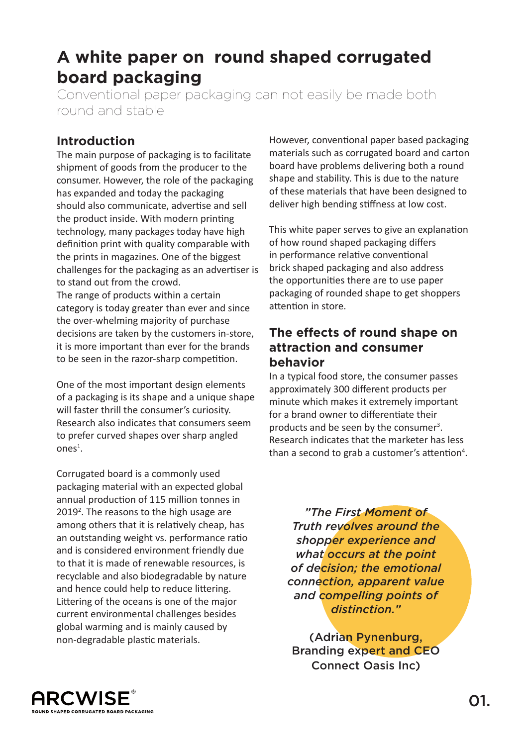# A white paper on round shaped corrugated board packaging

Conventional paper packaging can not easily be made both round and stable

## Introduction

The main purpose of packaging is to facilitate shipment of goods from the producer to the consumer. However, the role of the packaging has expanded and today the packaging should also communicate, advertise and sell the product inside. With modern printing technology, many packages today have high definition print with quality comparable with the prints in magazines. One of the biggest challenges for the packaging as an advertiser is to stand out from the crowd.
The range of products within a certain category is today greater than ever and since the over-whelming majority of purchase decisions are taken by the customers in-store, it is more important than ever for the brands to be seen in the razor-sharp competition.

One of the most important design elements of a packaging is its shape and a unique shape will faster thrill the consumer's curiosity. Research also indicates that consumers seem to prefer curved shapes over sharp angled ones[1].

Corrugated board is a commonly used packaging material with an expected global annual production of 115 million tonnes in 2019[2]. The reasons to the high usage are among others that it is relatively cheap, has an outstanding weight vs. performance ratio and is considered environment friendly due to that it is made of renewable resources, is recyclable and also biodegradable by nature and hence could help to reduce littering. Littering of the oceans is one of the major current environmental challenges besides global warming and is mainly caused by non-degradable plastic materials.

However, conventional paper based packaging materials such as corrugated board and carton board have problems delivering both a round shape and stability. This is due to the nature of these materials that have been designed to deliver high bending stiffness at low cost.

This white paper serves to give an explanation of how round shaped packaging differs in performance relative conventional brick shaped packaging and also address the opportunities there are to use paper packaging of rounded shape to get shoppers attention in store.

## The effects of round shape on attraction and consumer behavior

In a typical food store, the consumer passes approximately 300 different products per minute which makes it extremely important for a brand owner to differentiate their products and be seen by the consumer[3]. Research indicates that the marketer has less than a second to grab a customer's attention[4].

> *"The First Moment of Truth revolves around the shopper experience and what occurs at the point of decision; the emotional connection, apparent value and compelling points of distinction."*
>
> (Adrian Pynenburg, Branding expert and CEO Connect Oasis Inc)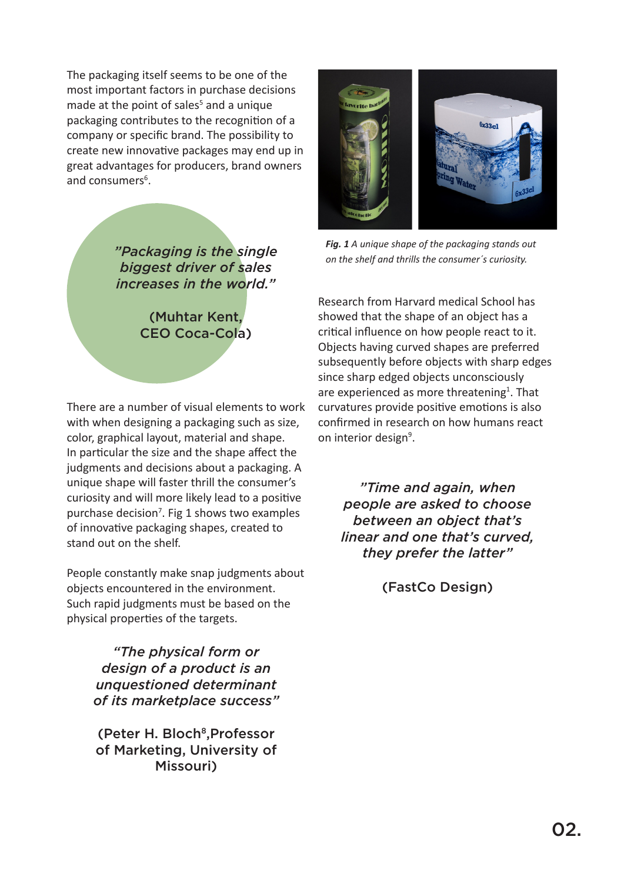The packaging itself seems to be one of the most important factors in purchase decisions made at the point of sales[5] and a unique packaging contributes to the recognition of a company or specific brand. The possibility to create new innovative packages may end up in great advantages for producers, brand owners and consumers[6].

*"Packaging is the single biggest driver of sales increases in the world."*

(Muhtar Kent, CEO Coca-Cola)

There are a number of visual elements to work with when designing a packaging such as size, color, graphical layout, material and shape. In particular the size and the shape affect the judgments and decisions about a packaging. A unique shape will faster thrill the consumer's curiosity and will more likely lead to a positive purchase decision[7]. Fig 1 shows two examples of innovative packaging shapes, created to stand out on the shelf.

People constantly make snap judgments about objects encountered in the environment. Such rapid judgments must be based on the physical properties of the targets.

*"The physical form or design of a product is an unquestioned determinant of its marketplace success"*

(Peter H. Bloch[8], Professor of Marketing, University of Missouri)

***Fig. 1*** *A unique shape of the packaging stands out on the shelf and thrills the consumer´s curiosity.*

Research from Harvard medical School has showed that the shape of an object has a critical influence on how people react to it. Objects having curved shapes are preferred subsequently before objects with sharp edges since sharp edged objects unconsciously are experienced as more threatening[1]. That curvatures provide positive emotions is also confirmed in research on how humans react on interior design[9].

*"Time and again, when people are asked to choose between an object that's linear and one that's curved, they prefer the latter"*

(FastCo Design)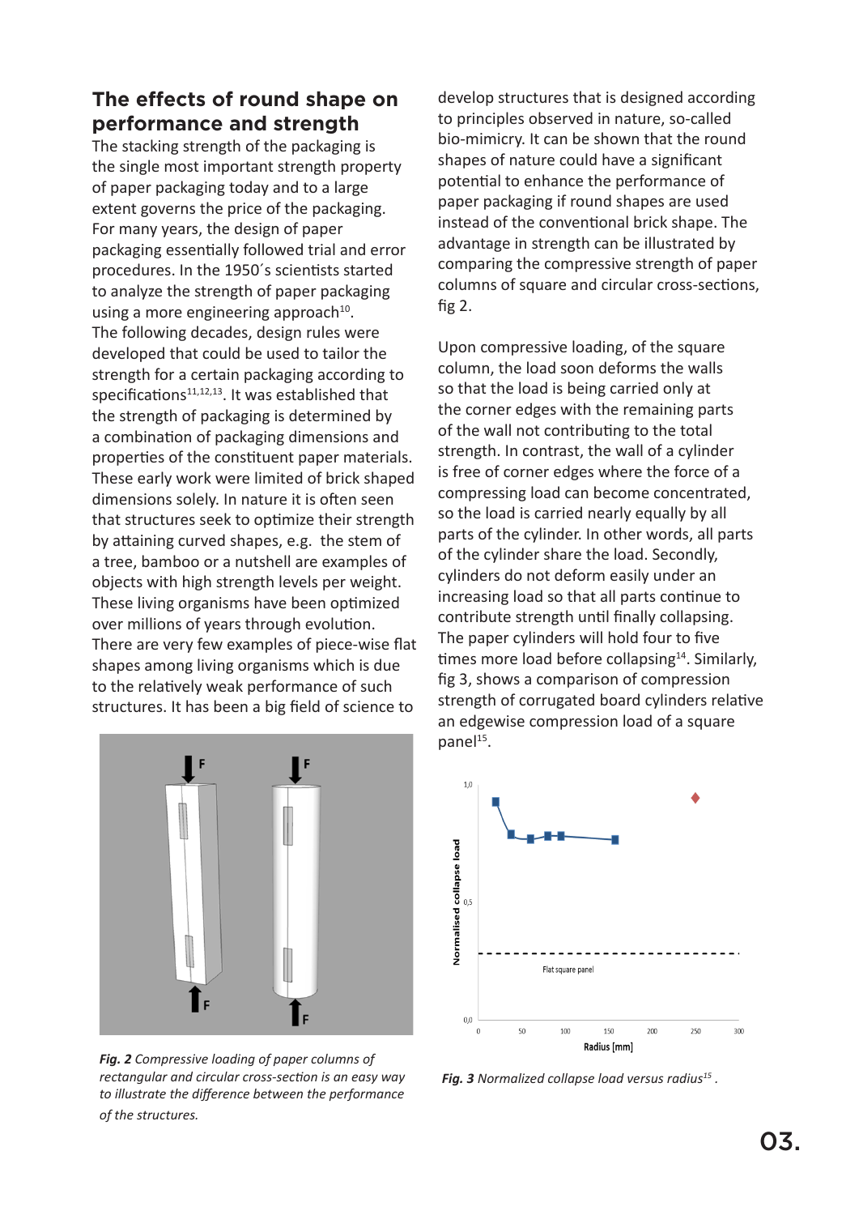## The effects of round shape on performance and strength

The stacking strength of the packaging is the single most important strength property of paper packaging today and to a large extent governs the price of the packaging. For many years, the design of paper packaging essentially followed trial and error procedures. In the 1950´s scientists started to analyze the strength of paper packaging using a more engineering approach[10]. The following decades, design rules were developed that could be used to tailor the strength for a certain packaging according to specifications[11,12,13]. It was established that the strength of packaging is determined by a combination of packaging dimensions and properties of the constituent paper materials. These early work were limited of brick shaped dimensions solely. In nature it is often seen that structures seek to optimize their strength by attaining curved shapes, e.g. the stem of a tree, bamboo or a nutshell are examples of objects with high strength levels per weight. These living organisms have been optimized over millions of years through evolution. There are very few examples of piece-wise flat shapes among living organisms which is due to the relatively weak performance of such structures. It has been a big field of science to develop structures that is designed according to principles observed in nature, so-called bio-mimicry. It can be shown that the round shapes of nature could have a significant potential to enhance the performance of paper packaging if round shapes are used instead of the conventional brick shape. The advantage in strength can be illustrated by comparing the compressive strength of paper columns of square and circular cross-sections, fig 2.

Upon compressive loading, of the square column, the load soon deforms the walls so that the load is being carried only at the corner edges with the remaining parts of the wall not contributing to the total strength. In contrast, the wall of a cylinder is free of corner edges where the force of a compressing load can become concentrated, so the load is carried nearly equally by all parts of the cylinder. In other words, all parts of the cylinder share the load. Secondly, cylinders do not deform easily under an increasing load so that all parts continue to contribute strength until finally collapsing. The paper cylinders will hold four to five times more load before collapsing[14]. Similarly, fig 3, shows a comparison of compression strength of corrugated board cylinders relative an edgewise compression load of a square panel[15].

*Fig. 2 Compressive loading of paper columns of rectangular and circular cross-section is an easy way to illustrate the difference between the performance of the structures.*

*Fig. 3 Normalized collapse load versus radius[15].*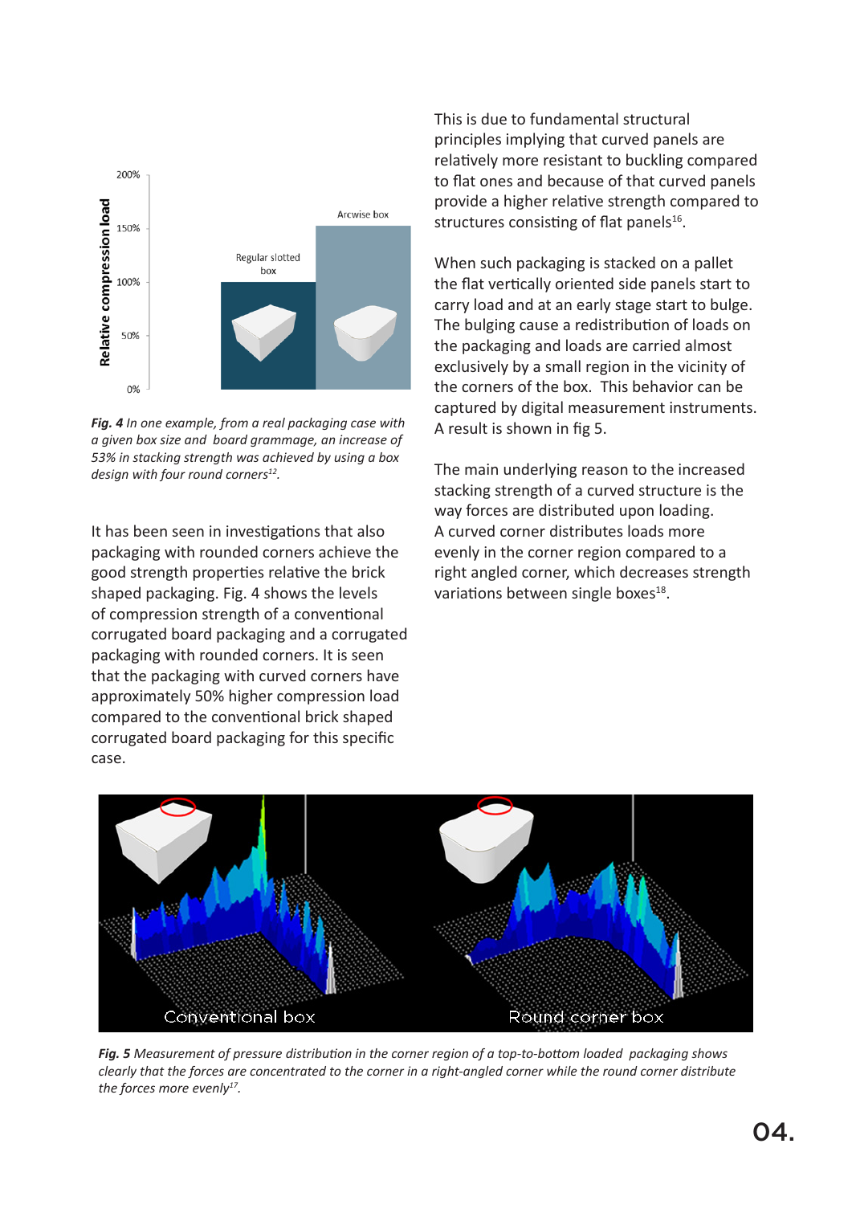*Fig. 4 In one example, from a real packaging case with a given box size and board grammage, an increase of 53% in stacking strength was achieved by using a box design with four round corners[12].*

It has been seen in investigations that also packaging with rounded corners achieve the good strength properties relative the brick shaped packaging. Fig. 4 shows the levels of compression strength of a conventional corrugated board packaging and a corrugated packaging with rounded corners. It is seen that the packaging with curved corners have approximately 50% higher compression load compared to the conventional brick shaped corrugated board packaging for this specific case.

This is due to fundamental structural principles implying that curved panels are relatively more resistant to buckling compared to flat ones and because of that curved panels provide a higher relative strength compared to structures consisting of flat panels[16].

When such packaging is stacked on a pallet the flat vertically oriented side panels start to carry load and at an early stage start to bulge. The bulging cause a redistribution of loads on the packaging and loads are carried almost exclusively by a small region in the vicinity of the corners of the box. This behavior can be captured by digital measurement instruments. A result is shown in fig 5.

The main underlying reason to the increased stacking strength of a curved structure is the way forces are distributed upon loading. A curved corner distributes loads more evenly in the corner region compared to a right angled corner, which decreases strength variations between single boxes[18].

*Fig. 5 Measurement of pressure distribution in the corner region of a top-to-bottom loaded packaging shows clearly that the forces are concentrated to the corner in a right-angled corner while the round corner distribute the forces more evenly[17].*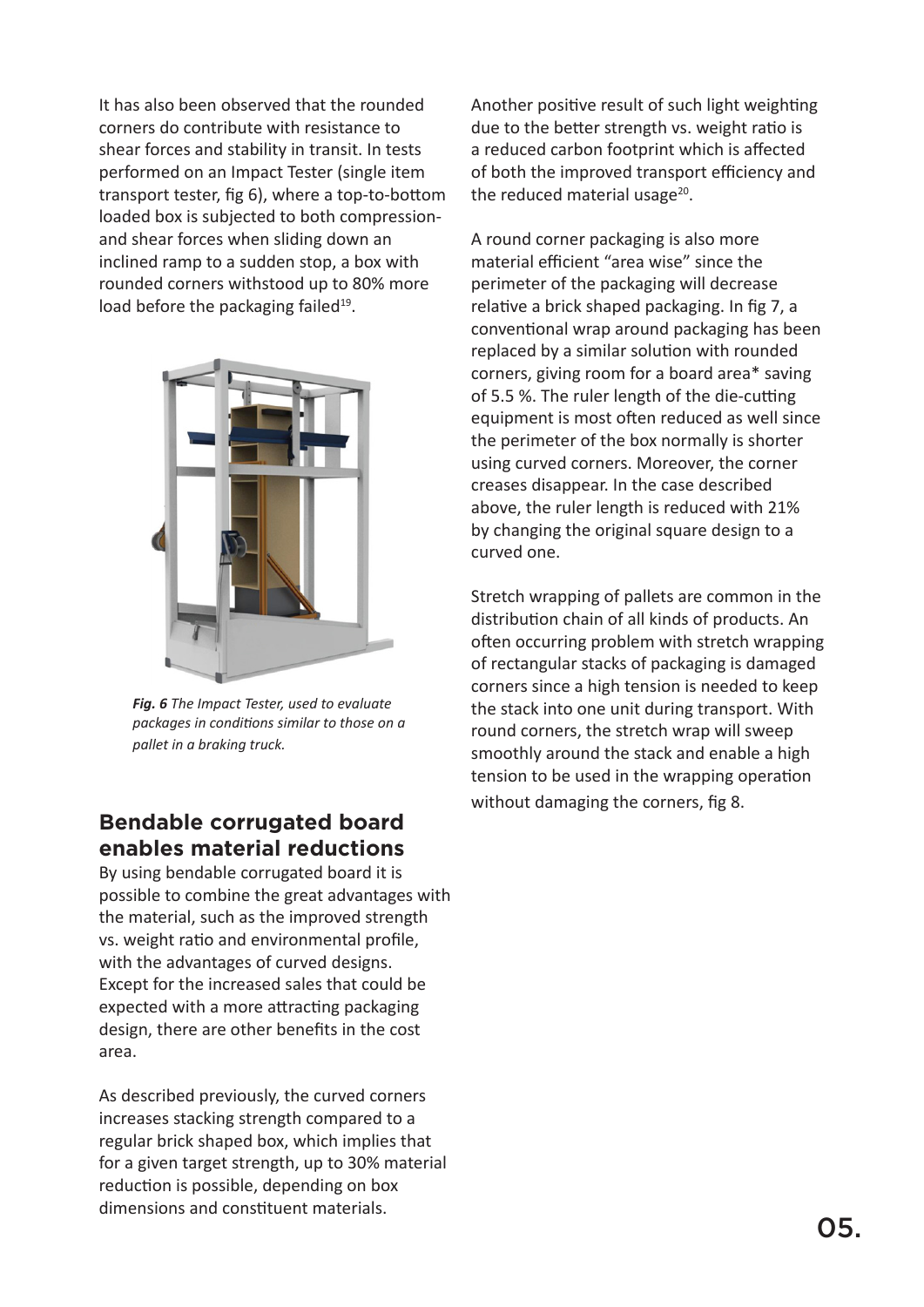It has also been observed that the rounded corners do contribute with resistance to shear forces and stability in transit. In tests performed on an Impact Tester (single item transport tester, fig 6), where a top-to-bottom loaded box is subjected to both compression- and shear forces when sliding down an inclined ramp to a sudden stop, a box with rounded corners withstood up to 80% more load before the packaging failed[19].

***Fig. 6** The Impact Tester, used to evaluate packages in conditions similar to those on a pallet in a braking truck.*

## Bendable corrugated board enables material reductions

By using bendable corrugated board it is possible to combine the great advantages with the material, such as the improved strength vs. weight ratio and environmental profile, with the advantages of curved designs. Except for the increased sales that could be expected with a more attracting packaging design, there are other benefits in the cost area.

As described previously, the curved corners increases stacking strength compared to a regular brick shaped box, which implies that for a given target strength, up to 30% material reduction is possible, depending on box dimensions and constituent materials.

Another positive result of such light weighting due to the better strength vs. weight ratio is a reduced carbon footprint which is affected of both the improved transport efficiency and the reduced material usage[20].

A round corner packaging is also more material efficient "area wise" since the perimeter of the packaging will decrease relative a brick shaped packaging. In fig 7, a conventional wrap around packaging has been replaced by a similar solution with rounded corners, giving room for a board area* saving of 5.5 %. The ruler length of the die-cutting equipment is most often reduced as well since the perimeter of the box normally is shorter using curved corners. Moreover, the corner creases disappear. In the case described above, the ruler length is reduced with 21% by changing the original square design to a curved one.

Stretch wrapping of pallets are common in the distribution chain of all kinds of products. An often occurring problem with stretch wrapping of rectangular stacks of packaging is damaged corners since a high tension is needed to keep the stack into one unit during transport. With round corners, the stretch wrap will sweep smoothly around the stack and enable a high tension to be used in the wrapping operation without damaging the corners, fig 8.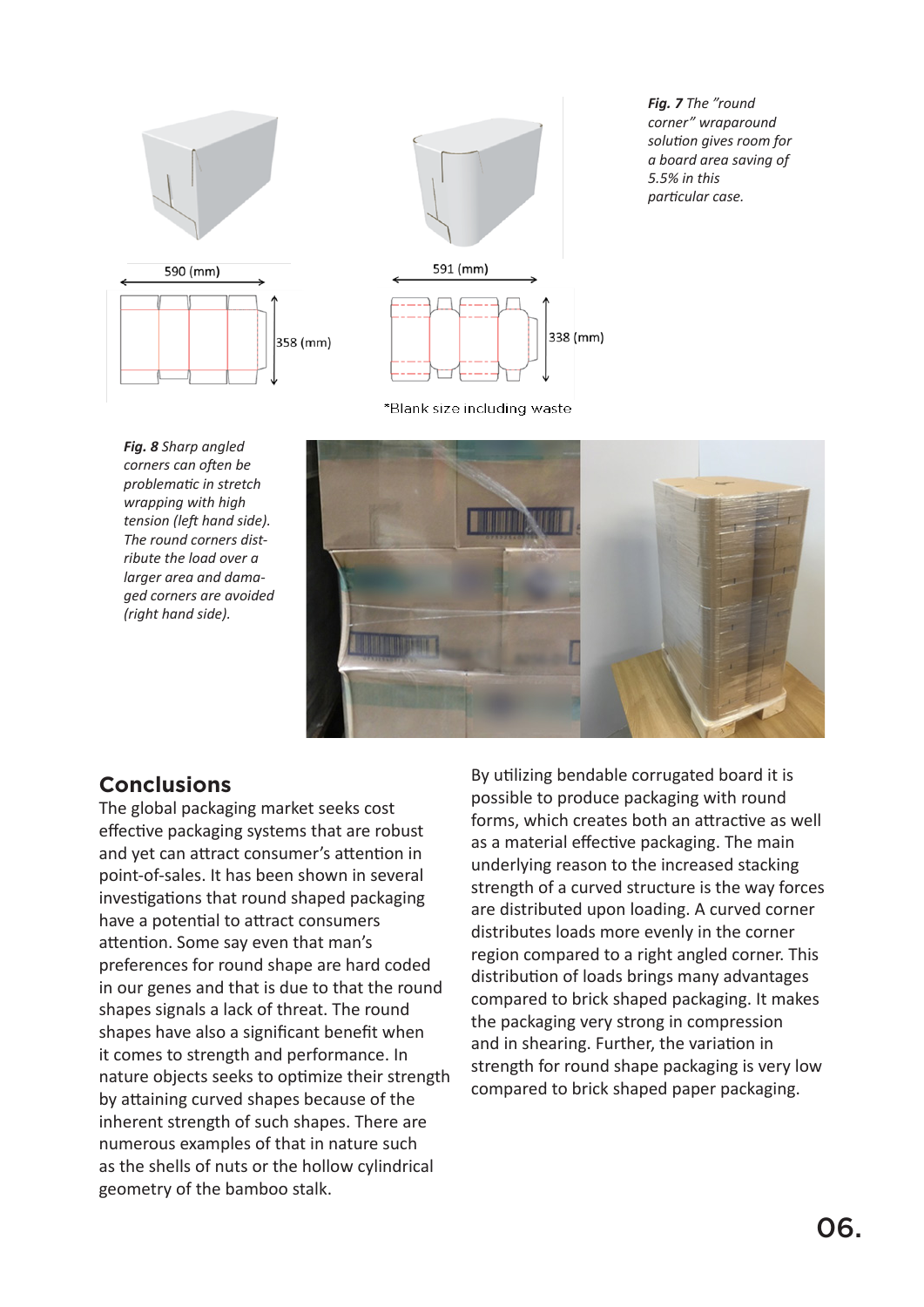590 (mm)

358 (mm)

591 (mm)

338 (mm)

*Blank size including waste

***Fig. 7*** *The "round corner" wraparound solution gives room for a board area saving of 5.5% in this particular case.*

***Fig. 8*** *Sharp angled corners can often be problematic in stretch wrapping with high tension (left hand side). The round corners distribute the load over a larger area and damaged corners are avoided (right hand side).*

## Conclusions

The global packaging market seeks cost effective packaging systems that are robust and yet can attract consumer's attention in point-of-sales. It has been shown in several investigations that round shaped packaging have a potential to attract consumers attention. Some say even that man's preferences for round shape are hard coded in our genes and that is due to that the round shapes signals a lack of threat. The round shapes have also a significant benefit when it comes to strength and performance. In nature objects seeks to optimize their strength by attaining curved shapes because of the inherent strength of such shapes. There are numerous examples of that in nature such as the shells of nuts or the hollow cylindrical geometry of the bamboo stalk.

By utilizing bendable corrugated board it is possible to produce packaging with round forms, which creates both an attractive as well as a material effective packaging. The main underlying reason to the increased stacking strength of a curved structure is the way forces are distributed upon loading. A curved corner distributes loads more evenly in the corner region compared to a right angled corner. This distribution of loads brings many advantages compared to brick shaped packaging. It makes the packaging very strong in compression and in shearing. Further, the variation in strength for round shape packaging is very low compared to brick shaped paper packaging.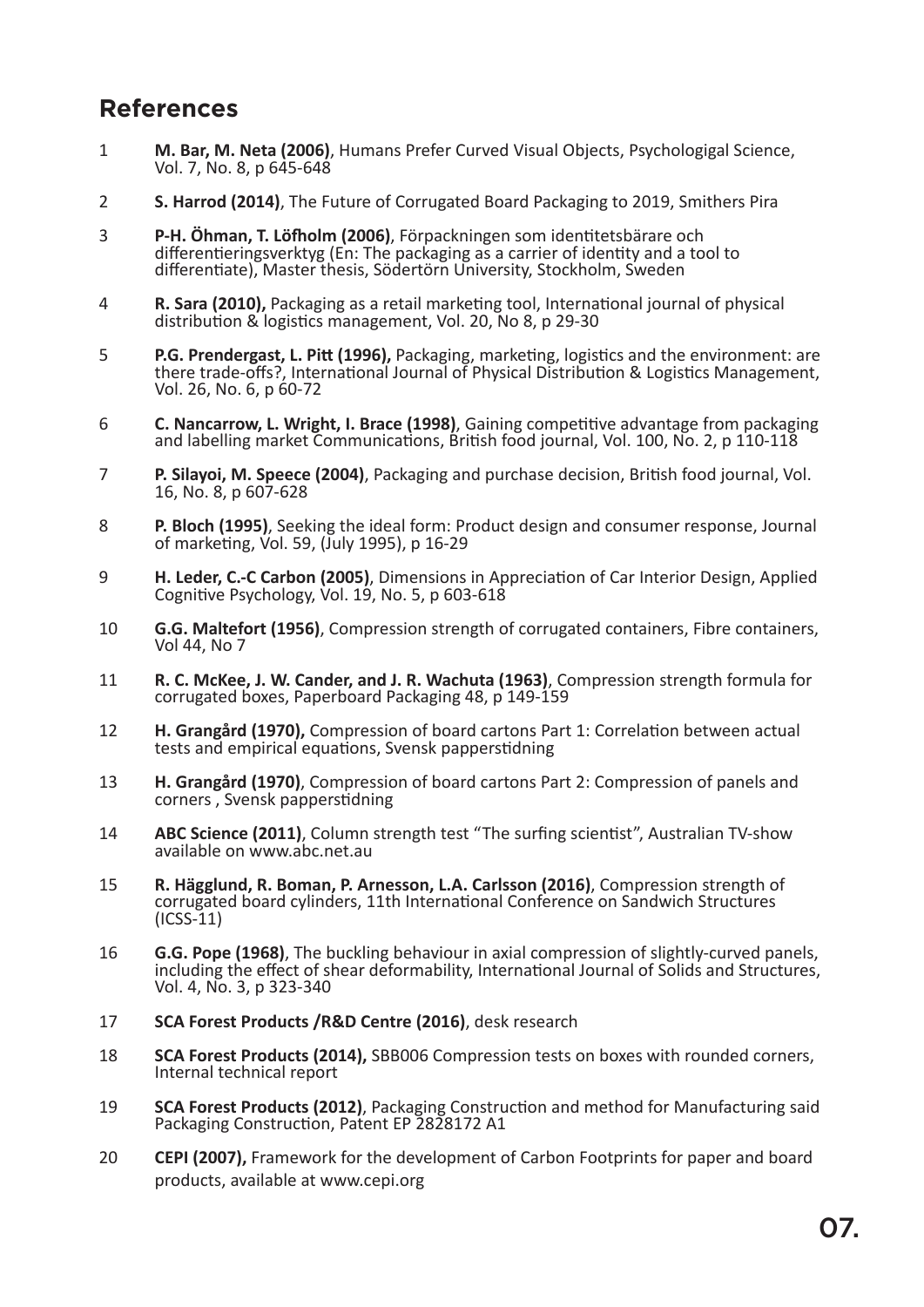## References

1. **M. Bar, M. Neta (2006)**, Humans Prefer Curved Visual Objects, Psychologigal Science, Vol. 7, No. 8, p 645-648

2. **S. Harrod (2014)**, The Future of Corrugated Board Packaging to 2019, Smithers Pira

3. **P-H. Öhman, T. Löfholm (2006)**, Förpackningen som identitetsbärare och differentieringsverktyg (En: The packaging as a carrier of identity and a tool to differentiate), Master thesis, Södertörn University, Stockholm, Sweden

4. **R. Sara (2010),** Packaging as a retail marketing tool, International journal of physical distribution & logistics management, Vol. 20, No 8, p 29-30

5. **P.G. Prendergast, L. Pitt (1996),** Packaging, marketing, logistics and the environment: are there trade-offs?, International Journal of Physical Distribution & Logistics Management, Vol. 26, No. 6, p 60-72

6. **C. Nancarrow, L. Wright, I. Brace (1998)**, Gaining competitive advantage from packaging and labelling market Communications, British food journal, Vol. 100, No. 2, p 110-118

7. **P. Silayoi, M. Speece (2004)**, Packaging and purchase decision, British food journal, Vol. 16, No. 8, p 607-628

8. **P. Bloch (1995)**, Seeking the ideal form: Product design and consumer response, Journal of marketing, Vol. 59, (July 1995), p 16-29

9. **H. Leder, C.-C Carbon (2005)**, Dimensions in Appreciation of Car Interior Design, Applied Cognitive Psychology, Vol. 19, No. 5, p 603-618

10. **G.G. Maltefort (1956)**, Compression strength of corrugated containers, Fibre containers, Vol 44, No 7

11. **R. C. McKee, J. W. Cander, and J. R. Wachuta (1963)**, Compression strength formula for corrugated boxes, Paperboard Packaging 48, p 149-159

12. **H. Grangård (1970),** Compression of board cartons Part 1: Correlation between actual tests and empirical equations, Svensk papperstidning

13. **H. Grangård (1970)**, Compression of board cartons Part 2: Compression of panels and corners , Svensk papperstidning

14. **ABC Science (2011)**, Column strength test "The surfing scientist", Australian TV-show available on www.abc.net.au

15. **R. Hägglund, R. Boman, P. Arnesson, L.A. Carlsson (2016)**, Compression strength of corrugated board cylinders, 11th International Conference on Sandwich Structures (ICSS-11)

16. **G.G. Pope (1968)**, The buckling behaviour in axial compression of slightly-curved panels, including the effect of shear deformability, International Journal of Solids and Structures, Vol. 4, No. 3, p 323-340

17. **SCA Forest Products /R&D Centre (2016)**, desk research

18. **SCA Forest Products (2014),** SBB006 Compression tests on boxes with rounded corners, Internal technical report

19. **SCA Forest Products (2012)**, Packaging Construction and method for Manufacturing said Packaging Construction, Patent EP 2828172 A1

20. **CEPI (2007),** Framework for the development of Carbon Footprints for paper and board products, available at www.cepi.org